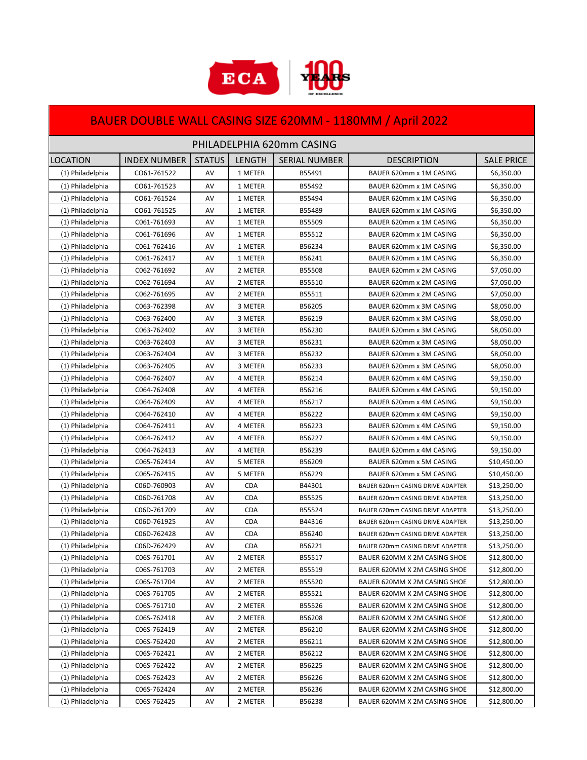# BAUER DOUBLE WALL CASING SIZE 620MM - 1180MM / April 2022

## PHILADELPHIA 620mm CASING

| LOCATION | INDEX NUMBER | STATUS | LENGTH | SERIAL NUMBER | DESCRIPTION | SALE PRICE |
|---|---|---|---|---|---|---|
| (1) Philadelphia | C061-761522 | AV | 1 METER | B55491 | BAUER 620mm x 1M CASING | $6,350.00 |
| (1) Philadelphia | C061-761523 | AV | 1 METER | B55492 | BAUER 620mm x 1M CASING | $6,350.00 |
| (1) Philadelphia | C061-761524 | AV | 1 METER | B55494 | BAUER 620mm x 1M CASING | $6,350.00 |
| (1) Philadelphia | C061-761525 | AV | 1 METER | B55489 | BAUER 620mm x 1M CASING | $6,350.00 |
| (1) Philadelphia | C061-761693 | AV | 1 METER | B55509 | BAUER 620mm x 1M CASING | $6,350.00 |
| (1) Philadelphia | C061-761696 | AV | 1 METER | B55512 | BAUER 620mm x 1M CASING | $6,350.00 |
| (1) Philadelphia | C061-762416 | AV | 1 METER | B56234 | BAUER 620mm x 1M CASING | $6,350.00 |
| (1) Philadelphia | C061-762417 | AV | 1 METER | B56241 | BAUER 620mm x 1M CASING | $6,350.00 |
| (1) Philadelphia | C062-761692 | AV | 2 METER | B55508 | BAUER 620mm x 2M CASING | $7,050.00 |
| (1) Philadelphia | C062-761694 | AV | 2 METER | B55510 | BAUER 620mm x 2M CASING | $7,050.00 |
| (1) Philadelphia | C062-761695 | AV | 2 METER | B55511 | BAUER 620mm x 2M CASING | $7,050.00 |
| (1) Philadelphia | C063-762398 | AV | 3 METER | B56205 | BAUER 620mm x 3M CASING | $8,050.00 |
| (1) Philadelphia | C063-762400 | AV | 3 METER | B56219 | BAUER 620mm x 3M CASING | $8,050.00 |
| (1) Philadelphia | C063-762402 | AV | 3 METER | B56230 | BAUER 620mm x 3M CASING | $8,050.00 |
| (1) Philadelphia | C063-762403 | AV | 3 METER | B56231 | BAUER 620mm x 3M CASING | $8,050.00 |
| (1) Philadelphia | C063-762404 | AV | 3 METER | B56232 | BAUER 620mm x 3M CASING | $8,050.00 |
| (1) Philadelphia | C063-762405 | AV | 3 METER | B56233 | BAUER 620mm x 3M CASING | $8,050.00 |
| (1) Philadelphia | C064-762407 | AV | 4 METER | B56214 | BAUER 620mm x 4M CASING | $9,150.00 |
| (1) Philadelphia | C064-762408 | AV | 4 METER | B56216 | BAUER 620mm x 4M CASING | $9,150.00 |
| (1) Philadelphia | C064-762409 | AV | 4 METER | B56217 | BAUER 620mm x 4M CASING | $9,150.00 |
| (1) Philadelphia | C064-762410 | AV | 4 METER | B56222 | BAUER 620mm x 4M CASING | $9,150.00 |
| (1) Philadelphia | C064-762411 | AV | 4 METER | B56223 | BAUER 620mm x 4M CASING | $9,150.00 |
| (1) Philadelphia | C064-762412 | AV | 4 METER | B56227 | BAUER 620mm x 4M CASING | $9,150.00 |
| (1) Philadelphia | C064-762413 | AV | 4 METER | B56239 | BAUER 620mm x 4M CASING | $9,150.00 |
| (1) Philadelphia | C065-762414 | AV | 5 METER | B56209 | BAUER 620mm x 5M CASING | $10,450.00 |
| (1) Philadelphia | C065-762415 | AV | 5 METER | B56229 | BAUER 620mm x 5M CASING | $10,450.00 |
| (1) Philadelphia | C06D-760903 | AV | CDA | B44301 | BAUER 620mm CASING DRIVE ADAPTER | $13,250.00 |
| (1) Philadelphia | C06D-761708 | AV | CDA | B55525 | BAUER 620mm CASING DRIVE ADAPTER | $13,250.00 |
| (1) Philadelphia | C06D-761709 | AV | CDA | B55524 | BAUER 620mm CASING DRIVE ADAPTER | $13,250.00 |
| (1) Philadelphia | C06D-761925 | AV | CDA | B44316 | BAUER 620mm CASING DRIVE ADAPTER | $13,250.00 |
| (1) Philadelphia | C06D-762428 | AV | CDA | B56240 | BAUER 620mm CASING DRIVE ADAPTER | $13,250.00 |
| (1) Philadelphia | C06D-762429 | AV | CDA | B56221 | BAUER 620mm CASING DRIVE ADAPTER | $13,250.00 |
| (1) Philadelphia | C06S-761701 | AV | 2 METER | B55517 | BAUER 620MM X 2M CASING SHOE | $12,800.00 |
| (1) Philadelphia | C06S-761703 | AV | 2 METER | B55519 | BAUER 620MM X 2M CASING SHOE | $12,800.00 |
| (1) Philadelphia | C06S-761704 | AV | 2 METER | B55520 | BAUER 620MM X 2M CASING SHOE | $12,800.00 |
| (1) Philadelphia | C06S-761705 | AV | 2 METER | B55521 | BAUER 620MM X 2M CASING SHOE | $12,800.00 |
| (1) Philadelphia | C06S-761710 | AV | 2 METER | B55526 | BAUER 620MM X 2M CASING SHOE | $12,800.00 |
| (1) Philadelphia | C06S-762418 | AV | 2 METER | B56208 | BAUER 620MM X 2M CASING SHOE | $12,800.00 |
| (1) Philadelphia | C06S-762419 | AV | 2 METER | B56210 | BAUER 620MM X 2M CASING SHOE | $12,800.00 |
| (1) Philadelphia | C06S-762420 | AV | 2 METER | B56211 | BAUER 620MM X 2M CASING SHOE | $12,800.00 |
| (1) Philadelphia | C06S-762421 | AV | 2 METER | B56212 | BAUER 620MM X 2M CASING SHOE | $12,800.00 |
| (1) Philadelphia | C06S-762422 | AV | 2 METER | B56225 | BAUER 620MM X 2M CASING SHOE | $12,800.00 |
| (1) Philadelphia | C06S-762423 | AV | 2 METER | B56226 | BAUER 620MM X 2M CASING SHOE | $12,800.00 |
| (1) Philadelphia | C06S-762424 | AV | 2 METER | B56236 | BAUER 620MM X 2M CASING SHOE | $12,800.00 |
| (1) Philadelphia | C06S-762425 | AV | 2 METER | B56238 | BAUER 620MM X 2M CASING SHOE | $12,800.00 |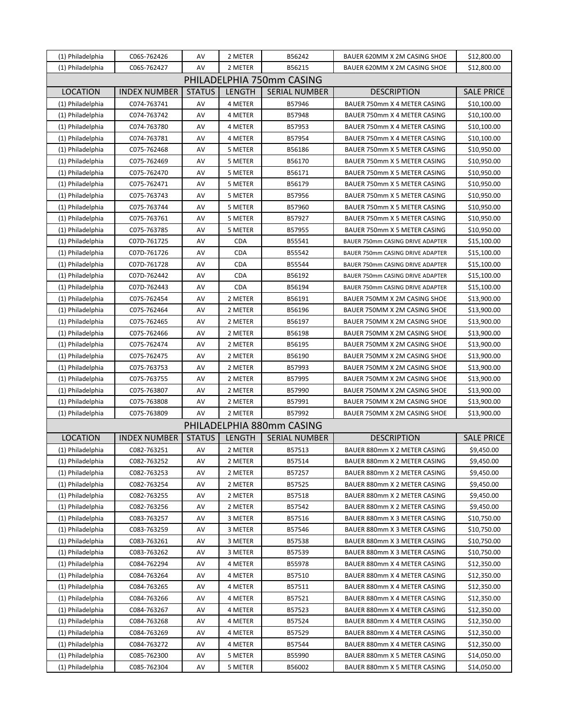| (1) Philadelphia | C06S-762426 | AV | 2 METER | B56242 | BAUER 620MM X 2M CASING SHOE | $12,800.00 |
|---|---|---|---|---|---|---|
| (1) Philadelphia | C06S-762427 | AV | 2 METER | B56215 | BAUER 620MM X 2M CASING SHOE | $12,800.00 |

## PHILADELPHIA 750mm CASING

| LOCATION | INDEX NUMBER | STATUS | LENGTH | SERIAL NUMBER | DESCRIPTION | SALE PRICE |
|---|---|---|---|---|---|---|
| (1) Philadelphia | C074-763741 | AV | 4 METER | B57946 | BAUER 750mm X 4 METER CASING | $10,100.00 |
| (1) Philadelphia | C074-763742 | AV | 4 METER | B57948 | BAUER 750mm X 4 METER CASING | $10,100.00 |
| (1) Philadelphia | C074-763780 | AV | 4 METER | B57953 | BAUER 750mm X 4 METER CASING | $10,100.00 |
| (1) Philadelphia | C074-763781 | AV | 4 METER | B57954 | BAUER 750mm X 4 METER CASING | $10,100.00 |
| (1) Philadelphia | C075-762468 | AV | 5 METER | B56186 | BAUER 750mm X 5 METER CASING | $10,950.00 |
| (1) Philadelphia | C075-762469 | AV | 5 METER | B56170 | BAUER 750mm X 5 METER CASING | $10,950.00 |
| (1) Philadelphia | C075-762470 | AV | 5 METER | B56171 | BAUER 750mm X 5 METER CASING | $10,950.00 |
| (1) Philadelphia | C075-762471 | AV | 5 METER | B56179 | BAUER 750mm X 5 METER CASING | $10,950.00 |
| (1) Philadelphia | C075-763743 | AV | 5 METER | B57956 | BAUER 750mm X 5 METER CASING | $10,950.00 |
| (1) Philadelphia | C075-763744 | AV | 5 METER | B57960 | BAUER 750mm X 5 METER CASING | $10,950.00 |
| (1) Philadelphia | C075-763761 | AV | 5 METER | B57927 | BAUER 750mm X 5 METER CASING | $10,950.00 |
| (1) Philadelphia | C075-763785 | AV | 5 METER | B57955 | BAUER 750mm X 5 METER CASING | $10,950.00 |
| (1) Philadelphia | C07D-761725 | AV | CDA | B55541 | BAUER 750mm CASING DRIVE ADAPTER | $15,100.00 |
| (1) Philadelphia | C07D-761726 | AV | CDA | B55542 | BAUER 750mm CASING DRIVE ADAPTER | $15,100.00 |
| (1) Philadelphia | C07D-761728 | AV | CDA | B55544 | BAUER 750mm CASING DRIVE ADAPTER | $15,100.00 |
| (1) Philadelphia | C07D-762442 | AV | CDA | B56192 | BAUER 750mm CASING DRIVE ADAPTER | $15,100.00 |
| (1) Philadelphia | C07D-762443 | AV | CDA | B56194 | BAUER 750mm CASING DRIVE ADAPTER | $15,100.00 |
| (1) Philadelphia | C07S-762454 | AV | 2 METER | B56191 | BAUER 750MM X 2M CASING SHOE | $13,900.00 |
| (1) Philadelphia | C07S-762464 | AV | 2 METER | B56196 | BAUER 750MM X 2M CASING SHOE | $13,900.00 |
| (1) Philadelphia | C07S-762465 | AV | 2 METER | B56197 | BAUER 750MM X 2M CASING SHOE | $13,900.00 |
| (1) Philadelphia | C07S-762466 | AV | 2 METER | B56198 | BAUER 750MM X 2M CASING SHOE | $13,900.00 |
| (1) Philadelphia | C07S-762474 | AV | 2 METER | B56195 | BAUER 750MM X 2M CASING SHOE | $13,900.00 |
| (1) Philadelphia | C07S-762475 | AV | 2 METER | B56190 | BAUER 750MM X 2M CASING SHOE | $13,900.00 |
| (1) Philadelphia | C07S-763753 | AV | 2 METER | B57993 | BAUER 750MM X 2M CASING SHOE | $13,900.00 |
| (1) Philadelphia | C07S-763755 | AV | 2 METER | B57995 | BAUER 750MM X 2M CASING SHOE | $13,900.00 |
| (1) Philadelphia | C07S-763807 | AV | 2 METER | B57990 | BAUER 750MM X 2M CASING SHOE | $13,900.00 |
| (1) Philadelphia | C07S-763808 | AV | 2 METER | B57991 | BAUER 750MM X 2M CASING SHOE | $13,900.00 |
| (1) Philadelphia | C07S-763809 | AV | 2 METER | B57992 | BAUER 750MM X 2M CASING SHOE | $13,900.00 |

## PHILADELPHIA 880mm CASING

| LOCATION | INDEX NUMBER | STATUS | LENGTH | SERIAL NUMBER | DESCRIPTION | SALE PRICE |
|---|---|---|---|---|---|---|
| (1) Philadelphia | C082-763251 | AV | 2 METER | B57513 | BAUER 880mm X 2 METER CASING | $9,450.00 |
| (1) Philadelphia | C082-763252 | AV | 2 METER | B57514 | BAUER 880mm X 2 METER CASING | $9,450.00 |
| (1) Philadelphia | C082-763253 | AV | 2 METER | B57257 | BAUER 880mm X 2 METER CASING | $9,450.00 |
| (1) Philadelphia | C082-763254 | AV | 2 METER | B57525 | BAUER 880mm X 2 METER CASING | $9,450.00 |
| (1) Philadelphia | C082-763255 | AV | 2 METER | B57518 | BAUER 880mm X 2 METER CASING | $9,450.00 |
| (1) Philadelphia | C082-763256 | AV | 2 METER | B57542 | BAUER 880mm X 2 METER CASING | $9,450.00 |
| (1) Philadelphia | C083-763257 | AV | 3 METER | B57516 | BAUER 880mm X 3 METER CASING | $10,750.00 |
| (1) Philadelphia | C083-763259 | AV | 3 METER | B57546 | BAUER 880mm X 3 METER CASING | $10,750.00 |
| (1) Philadelphia | C083-763261 | AV | 3 METER | B57538 | BAUER 880mm X 3 METER CASING | $10,750.00 |
| (1) Philadelphia | C083-763262 | AV | 3 METER | B57539 | BAUER 880mm X 3 METER CASING | $10,750.00 |
| (1) Philadelphia | C084-762294 | AV | 4 METER | B55978 | BAUER 880mm X 4 METER CASING | $12,350.00 |
| (1) Philadelphia | C084-763264 | AV | 4 METER | B57510 | BAUER 880mm X 4 METER CASING | $12,350.00 |
| (1) Philadelphia | C084-763265 | AV | 4 METER | B57511 | BAUER 880mm X 4 METER CASING | $12,350.00 |
| (1) Philadelphia | C084-763266 | AV | 4 METER | B57521 | BAUER 880mm X 4 METER CASING | $12,350.00 |
| (1) Philadelphia | C084-763267 | AV | 4 METER | B57523 | BAUER 880mm X 4 METER CASING | $12,350.00 |
| (1) Philadelphia | C084-763268 | AV | 4 METER | B57524 | BAUER 880mm X 4 METER CASING | $12,350.00 |
| (1) Philadelphia | C084-763269 | AV | 4 METER | B57529 | BAUER 880mm X 4 METER CASING | $12,350.00 |
| (1) Philadelphia | C084-763272 | AV | 4 METER | B57544 | BAUER 880mm X 4 METER CASING | $12,350.00 |
| (1) Philadelphia | C085-762300 | AV | 5 METER | B55990 | BAUER 880mm X 5 METER CASING | $14,050.00 |
| (1) Philadelphia | C085-762304 | AV | 5 METER | B56002 | BAUER 880mm X 5 METER CASING | $14,050.00 |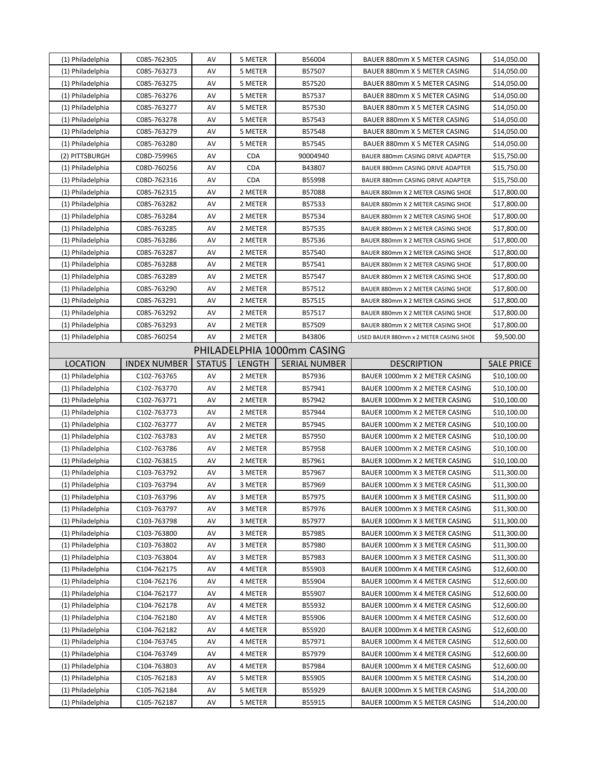| | | | | | | |
|---|---|---|---|---|---|---|
| (1) Philadelphia | C085-762305 | AV | 5 METER | B56004 | BAUER 880mm X 5 METER CASING | $14,050.00 |
| (1) Philadelphia | C085-763273 | AV | 5 METER | B57507 | BAUER 880mm X 5 METER CASING | $14,050.00 |
| (1) Philadelphia | C085-763275 | AV | 5 METER | B57520 | BAUER 880mm X 5 METER CASING | $14,050.00 |
| (1) Philadelphia | C085-763276 | AV | 5 METER | B57537 | BAUER 880mm X 5 METER CASING | $14,050.00 |
| (1) Philadelphia | C085-763277 | AV | 5 METER | B57530 | BAUER 880mm X 5 METER CASING | $14,050.00 |
| (1) Philadelphia | C085-763278 | AV | 5 METER | B57543 | BAUER 880mm X 5 METER CASING | $14,050.00 |
| (1) Philadelphia | C085-763279 | AV | 5 METER | B57548 | BAUER 880mm X 5 METER CASING | $14,050.00 |
| (1) Philadelphia | C085-763280 | AV | 5 METER | B57545 | BAUER 880mm X 5 METER CASING | $14,050.00 |
| (2) PITTSBURGH | C08D-759965 | AV | CDA | 90004940 | BAUER 880mm CASING DRIVE ADAPTER | $15,750.00 |
| (1) Philadelphia | C08D-760256 | AV | CDA | B43807 | BAUER 880mm CASING DRIVE ADAPTER | $15,750.00 |
| (1) Philadelphia | C08D-762316 | AV | CDA | B55998 | BAUER 880mm CASING DRIVE ADAPTER | $15,750.00 |
| (1) Philadelphia | C08S-762315 | AV | 2 METER | B57088 | BAUER 880mm X 2 METER CASING SHOE | $17,800.00 |
| (1) Philadelphia | C08S-763282 | AV | 2 METER | B57533 | BAUER 880mm X 2 METER CASING SHOE | $17,800.00 |
| (1) Philadelphia | C08S-763284 | AV | 2 METER | B57534 | BAUER 880mm X 2 METER CASING SHOE | $17,800.00 |
| (1) Philadelphia | C08S-763285 | AV | 2 METER | B57535 | BAUER 880mm X 2 METER CASING SHOE | $17,800.00 |
| (1) Philadelphia | C08S-763286 | AV | 2 METER | B57536 | BAUER 880mm X 2 METER CASING SHOE | $17,800.00 |
| (1) Philadelphia | C08S-763287 | AV | 2 METER | B57540 | BAUER 880mm X 2 METER CASING SHOE | $17,800.00 |
| (1) Philadelphia | C08S-763288 | AV | 2 METER | B57541 | BAUER 880mm X 2 METER CASING SHOE | $17,800.00 |
| (1) Philadelphia | C08S-763289 | AV | 2 METER | B57547 | BAUER 880mm X 2 METER CASING SHOE | $17,800.00 |
| (1) Philadelphia | C08S-763290 | AV | 2 METER | B57512 | BAUER 880mm X 2 METER CASING SHOE | $17,800.00 |
| (1) Philadelphia | C08S-763291 | AV | 2 METER | B57515 | BAUER 880mm X 2 METER CASING SHOE | $17,800.00 |
| (1) Philadelphia | C08S-763292 | AV | 2 METER | B57517 | BAUER 880mm X 2 METER CASING SHOE | $17,800.00 |
| (1) Philadelphia | C08S-763293 | AV | 2 METER | B57509 | BAUER 880mm X 2 METER CASING SHOE | $17,800.00 |
| (1) Philadelphia | C08S-760254 | AV | 2 METER | B43806 | USED BAUER 880mm x 2 METER CASING SHOE | $9,500.00 |

## PHILADELPHIA 1000mm CASING

| LOCATION | INDEX NUMBER | STATUS | LENGTH | SERIAL NUMBER | DESCRIPTION | SALE PRICE |
|---|---|---|---|---|---|---|
| (1) Philadelphia | C102-763765 | AV | 2 METER | B57936 | BAUER 1000mm X 2 METER CASING | $10,100.00 |
| (1) Philadelphia | C102-763770 | AV | 2 METER | B57941 | BAUER 1000mm X 2 METER CASING | $10,100.00 |
| (1) Philadelphia | C102-763771 | AV | 2 METER | B57942 | BAUER 1000mm X 2 METER CASING | $10,100.00 |
| (1) Philadelphia | C102-763773 | AV | 2 METER | B57944 | BAUER 1000mm X 2 METER CASING | $10,100.00 |
| (1) Philadelphia | C102-763777 | AV | 2 METER | B57945 | BAUER 1000mm X 2 METER CASING | $10,100.00 |
| (1) Philadelphia | C102-763783 | AV | 2 METER | B57950 | BAUER 1000mm X 2 METER CASING | $10,100.00 |
| (1) Philadelphia | C102-763786 | AV | 2 METER | B57958 | BAUER 1000mm X 2 METER CASING | $10,100.00 |
| (1) Philadelphia | C102-763815 | AV | 2 METER | B57961 | BAUER 1000mm X 2 METER CASING | $10,100.00 |
| (1) Philadelphia | C103-763792 | AV | 3 METER | B57967 | BAUER 1000mm X 3 METER CASING | $11,300.00 |
| (1) Philadelphia | C103-763794 | AV | 3 METER | B57969 | BAUER 1000mm X 3 METER CASING | $11,300.00 |
| (1) Philadelphia | C103-763796 | AV | 3 METER | B57975 | BAUER 1000mm X 3 METER CASING | $11,300.00 |
| (1) Philadelphia | C103-763797 | AV | 3 METER | B57976 | BAUER 1000mm X 3 METER CASING | $11,300.00 |
| (1) Philadelphia | C103-763798 | AV | 3 METER | B57977 | BAUER 1000mm X 3 METER CASING | $11,300.00 |
| (1) Philadelphia | C103-763800 | AV | 3 METER | B57985 | BAUER 1000mm X 3 METER CASING | $11,300.00 |
| (1) Philadelphia | C103-763802 | AV | 3 METER | B57980 | BAUER 1000mm X 3 METER CASING | $11,300.00 |
| (1) Philadelphia | C103-763804 | AV | 3 METER | B57983 | BAUER 1000mm X 3 METER CASING | $11,300.00 |
| (1) Philadelphia | C104-762175 | AV | 4 METER | B55903 | BAUER 1000mm X 4 METER CASING | $12,600.00 |
| (1) Philadelphia | C104-762176 | AV | 4 METER | B55904 | BAUER 1000mm X 4 METER CASING | $12,600.00 |
| (1) Philadelphia | C104-762177 | AV | 4 METER | B55907 | BAUER 1000mm X 4 METER CASING | $12,600.00 |
| (1) Philadelphia | C104-762178 | AV | 4 METER | B55932 | BAUER 1000mm X 4 METER CASING | $12,600.00 |
| (1) Philadelphia | C104-762180 | AV | 4 METER | B55906 | BAUER 1000mm X 4 METER CASING | $12,600.00 |
| (1) Philadelphia | C104-762182 | AV | 4 METER | B55920 | BAUER 1000mm X 4 METER CASING | $12,600.00 |
| (1) Philadelphia | C104-763745 | AV | 4 METER | B57971 | BAUER 1000mm X 4 METER CASING | $12,600.00 |
| (1) Philadelphia | C104-763749 | AV | 4 METER | B57979 | BAUER 1000mm X 4 METER CASING | $12,600.00 |
| (1) Philadelphia | C104-763803 | AV | 4 METER | B57984 | BAUER 1000mm X 4 METER CASING | $12,600.00 |
| (1) Philadelphia | C105-762183 | AV | 5 METER | B55905 | BAUER 1000mm X 5 METER CASING | $14,200.00 |
| (1) Philadelphia | C105-762184 | AV | 5 METER | B55929 | BAUER 1000mm X 5 METER CASING | $14,200.00 |
| (1) Philadelphia | C105-762187 | AV | 5 METER | B55915 | BAUER 1000mm X 5 METER CASING | $14,200.00 |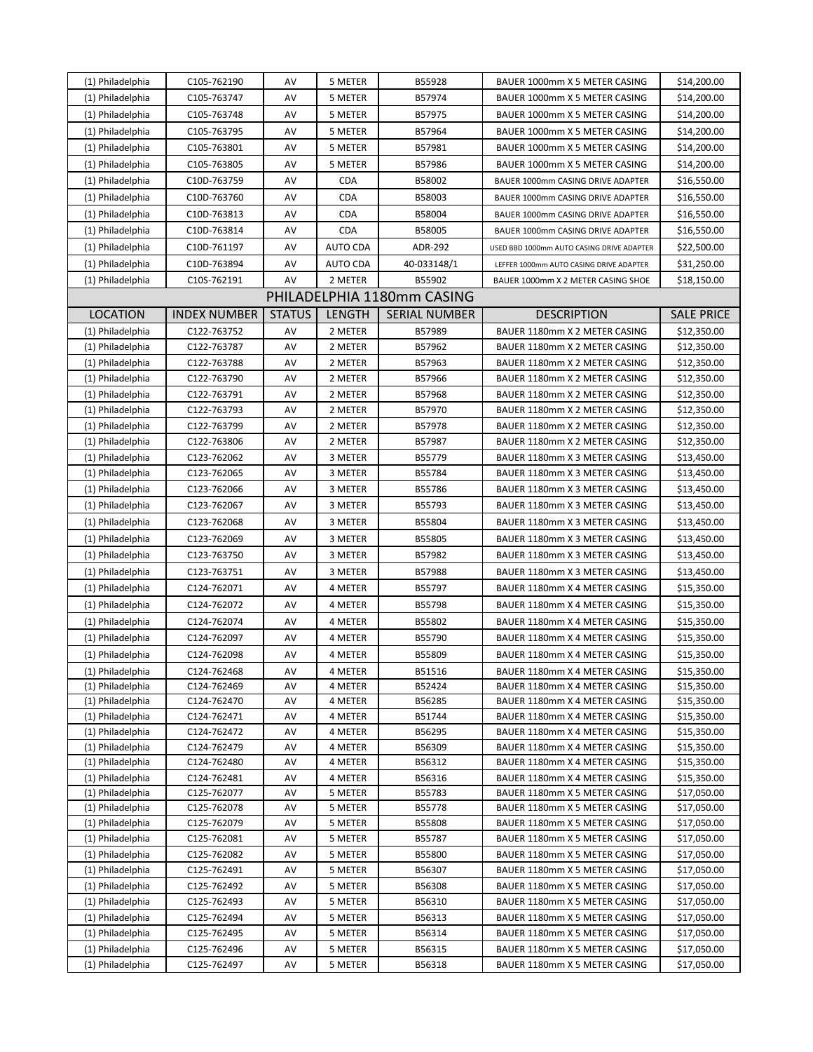| (1) Philadelphia | C105-762190 | AV | 5 METER | B55928 | BAUER 1000mm X 5 METER CASING | $14,200.00 |
|---|---|---|---|---|---|---|
| (1) Philadelphia | C105-763747 | AV | 5 METER | B57974 | BAUER 1000mm X 5 METER CASING | $14,200.00 |
| (1) Philadelphia | C105-763748 | AV | 5 METER | B57975 | BAUER 1000mm X 5 METER CASING | $14,200.00 |
| (1) Philadelphia | C105-763795 | AV | 5 METER | B57964 | BAUER 1000mm X 5 METER CASING | $14,200.00 |
| (1) Philadelphia | C105-763801 | AV | 5 METER | B57981 | BAUER 1000mm X 5 METER CASING | $14,200.00 |
| (1) Philadelphia | C105-763805 | AV | 5 METER | B57986 | BAUER 1000mm X 5 METER CASING | $14,200.00 |
| (1) Philadelphia | C10D-763759 | AV | CDA | B58002 | BAUER 1000mm CASING DRIVE ADAPTER | $16,550.00 |
| (1) Philadelphia | C10D-763760 | AV | CDA | B58003 | BAUER 1000mm CASING DRIVE ADAPTER | $16,550.00 |
| (1) Philadelphia | C10D-763813 | AV | CDA | B58004 | BAUER 1000mm CASING DRIVE ADAPTER | $16,550.00 |
| (1) Philadelphia | C10D-763814 | AV | CDA | B58005 | BAUER 1000mm CASING DRIVE ADAPTER | $16,550.00 |
| (1) Philadelphia | C10D-761197 | AV | AUTO CDA | ADR-292 | USED BBD 1000mm AUTO CASING DRIVE ADAPTER | $22,500.00 |
| (1) Philadelphia | C10D-763894 | AV | AUTO CDA | 40-033148/1 | LEFFER 1000mm AUTO CASING DRIVE ADAPTER | $31,250.00 |
| (1) Philadelphia | C10S-762191 | AV | 2 METER | B55902 | BAUER 1000mm X 2 METER CASING SHOE | $18,150.00 |

## PHILADELPHIA 1180mm CASING

| LOCATION | INDEX NUMBER | STATUS | LENGTH | SERIAL NUMBER | DESCRIPTION | SALE PRICE |
|---|---|---|---|---|---|---|
| (1) Philadelphia | C122-763752 | AV | 2 METER | B57989 | BAUER 1180mm X 2 METER CASING | $12,350.00 |
| (1) Philadelphia | C122-763787 | AV | 2 METER | B57962 | BAUER 1180mm X 2 METER CASING | $12,350.00 |
| (1) Philadelphia | C122-763788 | AV | 2 METER | B57963 | BAUER 1180mm X 2 METER CASING | $12,350.00 |
| (1) Philadelphia | C122-763790 | AV | 2 METER | B57966 | BAUER 1180mm X 2 METER CASING | $12,350.00 |
| (1) Philadelphia | C122-763791 | AV | 2 METER | B57968 | BAUER 1180mm X 2 METER CASING | $12,350.00 |
| (1) Philadelphia | C122-763793 | AV | 2 METER | B57970 | BAUER 1180mm X 2 METER CASING | $12,350.00 |
| (1) Philadelphia | C122-763799 | AV | 2 METER | B57978 | BAUER 1180mm X 2 METER CASING | $12,350.00 |
| (1) Philadelphia | C122-763806 | AV | 2 METER | B57987 | BAUER 1180mm X 2 METER CASING | $12,350.00 |
| (1) Philadelphia | C123-762062 | AV | 3 METER | B55779 | BAUER 1180mm X 3 METER CASING | $13,450.00 |
| (1) Philadelphia | C123-762065 | AV | 3 METER | B55784 | BAUER 1180mm X 3 METER CASING | $13,450.00 |
| (1) Philadelphia | C123-762066 | AV | 3 METER | B55786 | BAUER 1180mm X 3 METER CASING | $13,450.00 |
| (1) Philadelphia | C123-762067 | AV | 3 METER | B55793 | BAUER 1180mm X 3 METER CASING | $13,450.00 |
| (1) Philadelphia | C123-762068 | AV | 3 METER | B55804 | BAUER 1180mm X 3 METER CASING | $13,450.00 |
| (1) Philadelphia | C123-762069 | AV | 3 METER | B55805 | BAUER 1180mm X 3 METER CASING | $13,450.00 |
| (1) Philadelphia | C123-763750 | AV | 3 METER | B57982 | BAUER 1180mm X 3 METER CASING | $13,450.00 |
| (1) Philadelphia | C123-763751 | AV | 3 METER | B57988 | BAUER 1180mm X 3 METER CASING | $13,450.00 |
| (1) Philadelphia | C124-762071 | AV | 4 METER | B55797 | BAUER 1180mm X 4 METER CASING | $15,350.00 |
| (1) Philadelphia | C124-762072 | AV | 4 METER | B55798 | BAUER 1180mm X 4 METER CASING | $15,350.00 |
| (1) Philadelphia | C124-762074 | AV | 4 METER | B55802 | BAUER 1180mm X 4 METER CASING | $15,350.00 |
| (1) Philadelphia | C124-762097 | AV | 4 METER | B55790 | BAUER 1180mm X 4 METER CASING | $15,350.00 |
| (1) Philadelphia | C124-762098 | AV | 4 METER | B55809 | BAUER 1180mm X 4 METER CASING | $15,350.00 |
| (1) Philadelphia | C124-762468 | AV | 4 METER | B51516 | BAUER 1180mm X 4 METER CASING | $15,350.00 |
| (1) Philadelphia | C124-762469 | AV | 4 METER | B52424 | BAUER 1180mm X 4 METER CASING | $15,350.00 |
| (1) Philadelphia | C124-762470 | AV | 4 METER | B56285 | BAUER 1180mm X 4 METER CASING | $15,350.00 |
| (1) Philadelphia | C124-762471 | AV | 4 METER | B51744 | BAUER 1180mm X 4 METER CASING | $15,350.00 |
| (1) Philadelphia | C124-762472 | AV | 4 METER | B56295 | BAUER 1180mm X 4 METER CASING | $15,350.00 |
| (1) Philadelphia | C124-762479 | AV | 4 METER | B56309 | BAUER 1180mm X 4 METER CASING | $15,350.00 |
| (1) Philadelphia | C124-762480 | AV | 4 METER | B56312 | BAUER 1180mm X 4 METER CASING | $15,350.00 |
| (1) Philadelphia | C124-762481 | AV | 4 METER | B56316 | BAUER 1180mm X 4 METER CASING | $15,350.00 |
| (1) Philadelphia | C125-762077 | AV | 5 METER | B55783 | BAUER 1180mm X 5 METER CASING | $17,050.00 |
| (1) Philadelphia | C125-762078 | AV | 5 METER | B55778 | BAUER 1180mm X 5 METER CASING | $17,050.00 |
| (1) Philadelphia | C125-762079 | AV | 5 METER | B55808 | BAUER 1180mm X 5 METER CASING | $17,050.00 |
| (1) Philadelphia | C125-762081 | AV | 5 METER | B55787 | BAUER 1180mm X 5 METER CASING | $17,050.00 |
| (1) Philadelphia | C125-762082 | AV | 5 METER | B55800 | BAUER 1180mm X 5 METER CASING | $17,050.00 |
| (1) Philadelphia | C125-762491 | AV | 5 METER | B56307 | BAUER 1180mm X 5 METER CASING | $17,050.00 |
| (1) Philadelphia | C125-762492 | AV | 5 METER | B56308 | BAUER 1180mm X 5 METER CASING | $17,050.00 |
| (1) Philadelphia | C125-762493 | AV | 5 METER | B56310 | BAUER 1180mm X 5 METER CASING | $17,050.00 |
| (1) Philadelphia | C125-762494 | AV | 5 METER | B56313 | BAUER 1180mm X 5 METER CASING | $17,050.00 |
| (1) Philadelphia | C125-762495 | AV | 5 METER | B56314 | BAUER 1180mm X 5 METER CASING | $17,050.00 |
| (1) Philadelphia | C125-762496 | AV | 5 METER | B56315 | BAUER 1180mm X 5 METER CASING | $17,050.00 |
| (1) Philadelphia | C125-762497 | AV | 5 METER | B56318 | BAUER 1180mm X 5 METER CASING | $17,050.00 |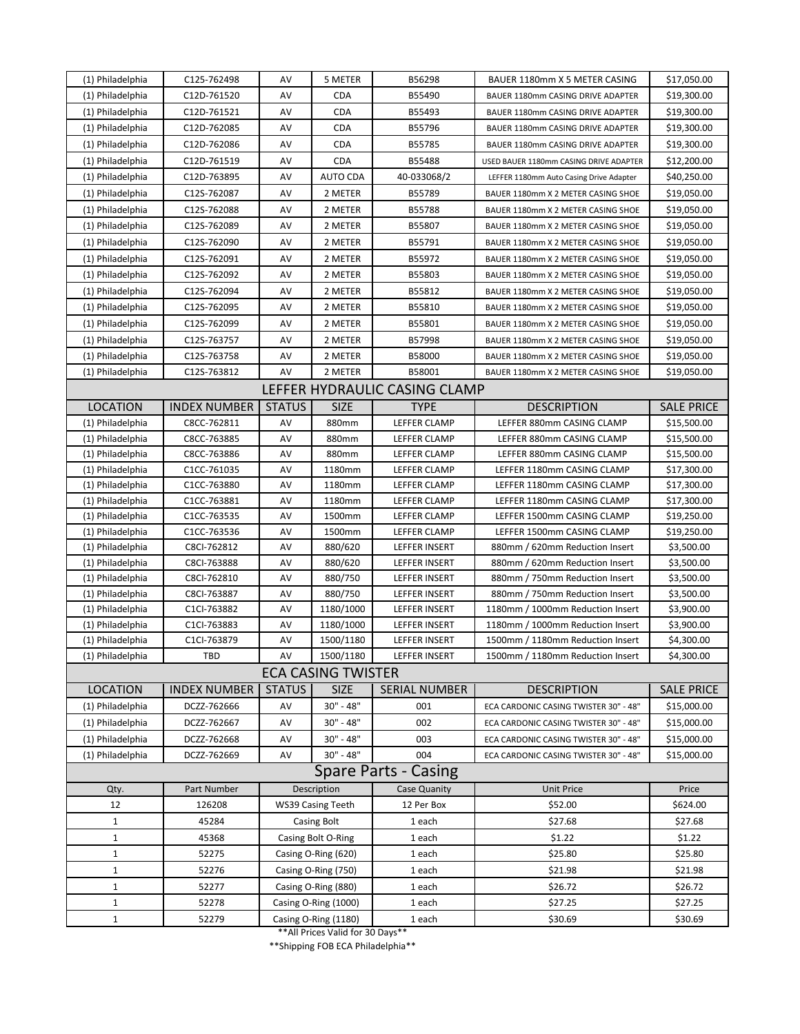| | | | | | | |
|---|---|---|---|---|---|---|
| (1) Philadelphia | C12S-762498 | AV | 5 METER | B56298 | BAUER 1180mm X 5 METER CASING | $17,050.00 |
| (1) Philadelphia | C12D-761520 | AV | CDA | B55490 | BAUER 1180mm CASING DRIVE ADAPTER | $19,300.00 |
| (1) Philadelphia | C12D-761521 | AV | CDA | B55493 | BAUER 1180mm CASING DRIVE ADAPTER | $19,300.00 |
| (1) Philadelphia | C12D-762085 | AV | CDA | B55796 | BAUER 1180mm CASING DRIVE ADAPTER | $19,300.00 |
| (1) Philadelphia | C12D-762086 | AV | CDA | B55785 | BAUER 1180mm CASING DRIVE ADAPTER | $19,300.00 |
| (1) Philadelphia | C12D-761519 | AV | CDA | B55488 | USED BAUER 1180mm CASING DRIVE ADAPTER | $12,200.00 |
| (1) Philadelphia | C12D-763895 | AV | AUTO CDA | 40-033068/2 | LEFFER 1180mm Auto Casing Drive Adapter | $40,250.00 |
| (1) Philadelphia | C12S-762087 | AV | 2 METER | B55789 | BAUER 1180mm X 2 METER CASING SHOE | $19,050.00 |
| (1) Philadelphia | C12S-762088 | AV | 2 METER | B55788 | BAUER 1180mm X 2 METER CASING SHOE | $19,050.00 |
| (1) Philadelphia | C12S-762089 | AV | 2 METER | B55807 | BAUER 1180mm X 2 METER CASING SHOE | $19,050.00 |
| (1) Philadelphia | C12S-762090 | AV | 2 METER | B55791 | BAUER 1180mm X 2 METER CASING SHOE | $19,050.00 |
| (1) Philadelphia | C12S-762091 | AV | 2 METER | B55972 | BAUER 1180mm X 2 METER CASING SHOE | $19,050.00 |
| (1) Philadelphia | C12S-762092 | AV | 2 METER | B55803 | BAUER 1180mm X 2 METER CASING SHOE | $19,050.00 |
| (1) Philadelphia | C12S-762094 | AV | 2 METER | B55812 | BAUER 1180mm X 2 METER CASING SHOE | $19,050.00 |
| (1) Philadelphia | C12S-762095 | AV | 2 METER | B55810 | BAUER 1180mm X 2 METER CASING SHOE | $19,050.00 |
| (1) Philadelphia | C12S-762099 | AV | 2 METER | B55801 | BAUER 1180mm X 2 METER CASING SHOE | $19,050.00 |
| (1) Philadelphia | C12S-763757 | AV | 2 METER | B57998 | BAUER 1180mm X 2 METER CASING SHOE | $19,050.00 |
| (1) Philadelphia | C12S-763758 | AV | 2 METER | B58000 | BAUER 1180mm X 2 METER CASING SHOE | $19,050.00 |
| (1) Philadelphia | C12S-763812 | AV | 2 METER | B58001 | BAUER 1180mm X 2 METER CASING SHOE | $19,050.00 |

## LEFFER HYDRAULIC CASING CLAMP

| LOCATION | INDEX NUMBER | STATUS | SIZE | TYPE | DESCRIPTION | SALE PRICE |
|---|---|---|---|---|---|---|
| (1) Philadelphia | C8CC-762811 | AV | 880mm | LEFFER CLAMP | LEFFER 880mm CASING CLAMP | $15,500.00 |
| (1) Philadelphia | C8CC-763885 | AV | 880mm | LEFFER CLAMP | LEFFER 880mm CASING CLAMP | $15,500.00 |
| (1) Philadelphia | C8CC-763886 | AV | 880mm | LEFFER CLAMP | LEFFER 880mm CASING CLAMP | $15,500.00 |
| (1) Philadelphia | C1CC-761035 | AV | 1180mm | LEFFER CLAMP | LEFFER 1180mm CASING CLAMP | $17,300.00 |
| (1) Philadelphia | C1CC-763880 | AV | 1180mm | LEFFER CLAMP | LEFFER 1180mm CASING CLAMP | $17,300.00 |
| (1) Philadelphia | C1CC-763881 | AV | 1180mm | LEFFER CLAMP | LEFFER 1180mm CASING CLAMP | $17,300.00 |
| (1) Philadelphia | C1CC-763535 | AV | 1500mm | LEFFER CLAMP | LEFFER 1500mm CASING CLAMP | $19,250.00 |
| (1) Philadelphia | C1CC-763536 | AV | 1500mm | LEFFER CLAMP | LEFFER 1500mm CASING CLAMP | $19,250.00 |
| (1) Philadelphia | C8CI-762812 | AV | 880/620 | LEFFER INSERT | 880mm / 620mm Reduction Insert | $3,500.00 |
| (1) Philadelphia | C8CI-763888 | AV | 880/620 | LEFFER INSERT | 880mm / 620mm Reduction Insert | $3,500.00 |
| (1) Philadelphia | C8CI-762810 | AV | 880/750 | LEFFER INSERT | 880mm / 750mm Reduction Insert | $3,500.00 |
| (1) Philadelphia | C8CI-763887 | AV | 880/750 | LEFFER INSERT | 880mm / 750mm Reduction Insert | $3,500.00 |
| (1) Philadelphia | C1CI-763882 | AV | 1180/1000 | LEFFER INSERT | 1180mm / 1000mm Reduction Insert | $3,900.00 |
| (1) Philadelphia | C1CI-763883 | AV | 1180/1000 | LEFFER INSERT | 1180mm / 1000mm Reduction Insert | $3,900.00 |
| (1) Philadelphia | C1CI-763879 | AV | 1500/1180 | LEFFER INSERT | 1500mm / 1180mm Reduction Insert | $4,300.00 |
| (1) Philadelphia | TBD | AV | 1500/1180 | LEFFER INSERT | 1500mm / 1180mm Reduction Insert | $4,300.00 |

## ECA CASING TWISTER

| LOCATION | INDEX NUMBER | STATUS | SIZE | SERIAL NUMBER | DESCRIPTION | SALE PRICE |
|---|---|---|---|---|---|---|
| (1) Philadelphia | DCZZ-762666 | AV | 30" - 48" | 001 | ECA CARDONIC CASING TWISTER 30" - 48" | $15,000.00 |
| (1) Philadelphia | DCZZ-762667 | AV | 30" - 48" | 002 | ECA CARDONIC CASING TWISTER 30" - 48" | $15,000.00 |
| (1) Philadelphia | DCZZ-762668 | AV | 30" - 48" | 003 | ECA CARDONIC CASING TWISTER 30" - 48" | $15,000.00 |
| (1) Philadelphia | DCZZ-762669 | AV | 30" - 48" | 004 | ECA CARDONIC CASING TWISTER 30" - 48" | $15,000.00 |

## Spare Parts - Casing

| Qty. | Part Number | Description | Case Quanity | Unit Price | Price |
|---|---|---|---|---|---|
| 12 | 126208 | WS39 Casing Teeth | 12 Per Box | $52.00 | $624.00 |
| 1 | 45284 | Casing Bolt | 1 each | $27.68 | $27.68 |
| 1 | 45368 | Casing Bolt O-Ring | 1 each | $1.22 | $1.22 |
| 1 | 52275 | Casing O-Ring (620) | 1 each | $25.80 | $25.80 |
| 1 | 52276 | Casing O-Ring (750) | 1 each | $21.98 | $21.98 |
| 1 | 52277 | Casing O-Ring (880) | 1 each | $26.72 | $26.72 |
| 1 | 52278 | Casing O-Ring (1000) | 1 each | $27.25 | $27.25 |
| 1 | 52279 | Casing O-Ring (1180) | 1 each | $30.69 | $30.69 |

**All Prices Valid for 30 Days**

**Shipping FOB ECA Philadelphia**